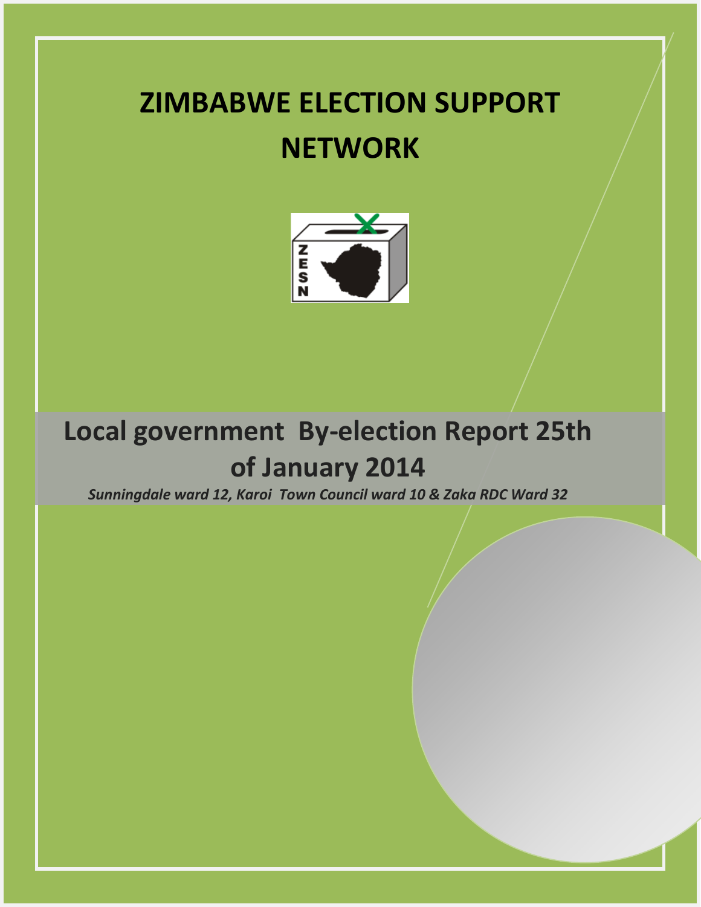# ZIMBABWE ELECTION SUPPORT NETWORK

## Local government By-election Report 25th of January 2014

*Sunningdale ward 12, Karoi Town Council ward 10 & Zaka RDC Ward 32*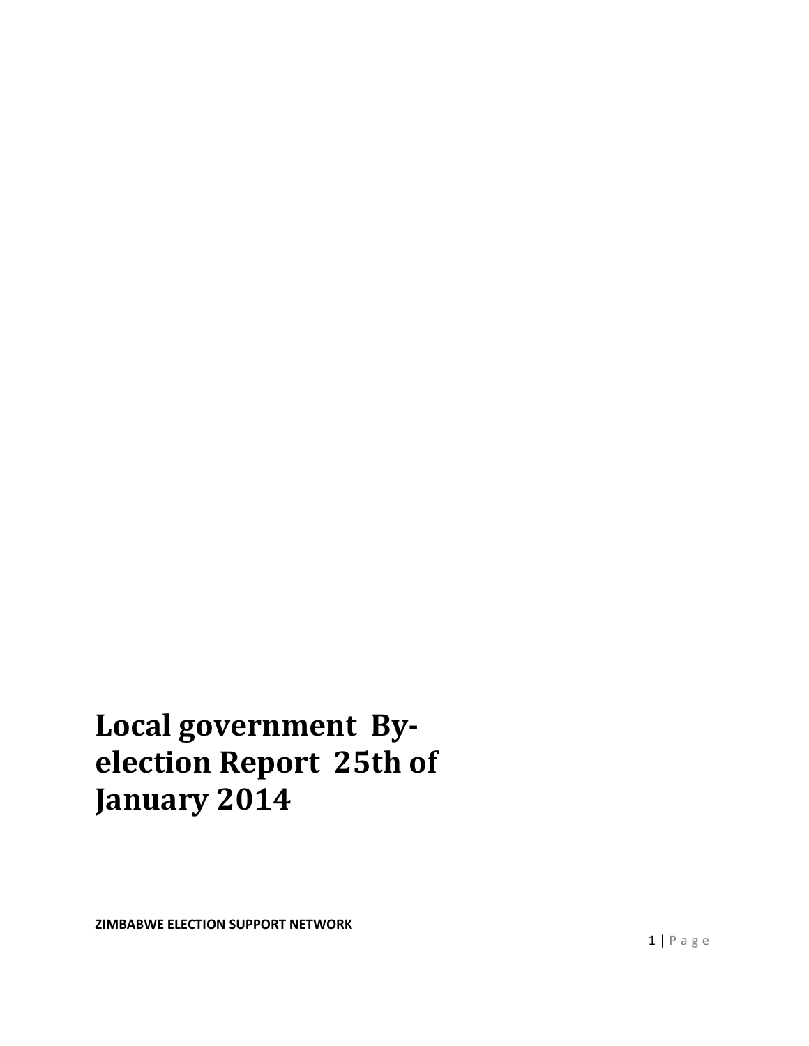# Local government By-election Report 25th of January 2014

**ZIMBABWE ELECTION SUPPORT NETWORK**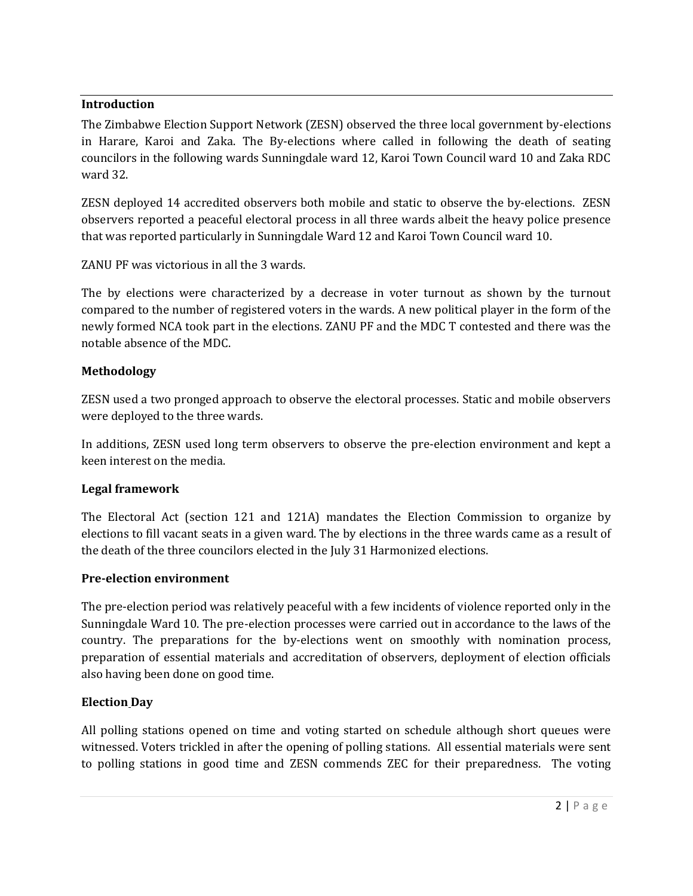**Introduction**

The Zimbabwe Election Support Network (ZESN) observed the three local government by-elections in Harare, Karoi and Zaka. The By-elections where called in following the death of seating councilors in the following wards Sunningdale ward 12, Karoi Town Council ward 10 and Zaka RDC ward 32.

ZESN deployed 14 accredited observers both mobile and static to observe the by-elections. ZESN observers reported a peaceful electoral process in all three wards albeit the heavy police presence that was reported particularly in Sunningdale Ward 12 and Karoi Town Council ward 10.

ZANU PF was victorious in all the 3 wards.

The by elections were characterized by a decrease in voter turnout as shown by the turnout compared to the number of registered voters in the wards. A new political player in the form of the newly formed NCA took part in the elections. ZANU PF and the MDC T contested and there was the notable absence of the MDC.

**Methodology**

ZESN used a two pronged approach to observe the electoral processes. Static and mobile observers were deployed to the three wards.

In additions, ZESN used long term observers to observe the pre-election environment and kept a keen interest on the media.

**Legal framework**

The Electoral Act (section 121 and 121A) mandates the Election Commission to organize by elections to fill vacant seats in a given ward. The by elections in the three wards came as a result of the death of the three councilors elected in the July 31 Harmonized elections.

**Pre-election environment**

The pre-election period was relatively peaceful with a few incidents of violence reported only in the Sunningdale Ward 10. The pre-election processes were carried out in accordance to the laws of the country. The preparations for the by-elections went on smoothly with nomination process, preparation of essential materials and accreditation of observers, deployment of election officials also having been done on good time.

**Election Day**

All polling stations opened on time and voting started on schedule although short queues were witnessed. Voters trickled in after the opening of polling stations. All essential materials were sent to polling stations in good time and ZESN commends ZEC for their preparedness. The voting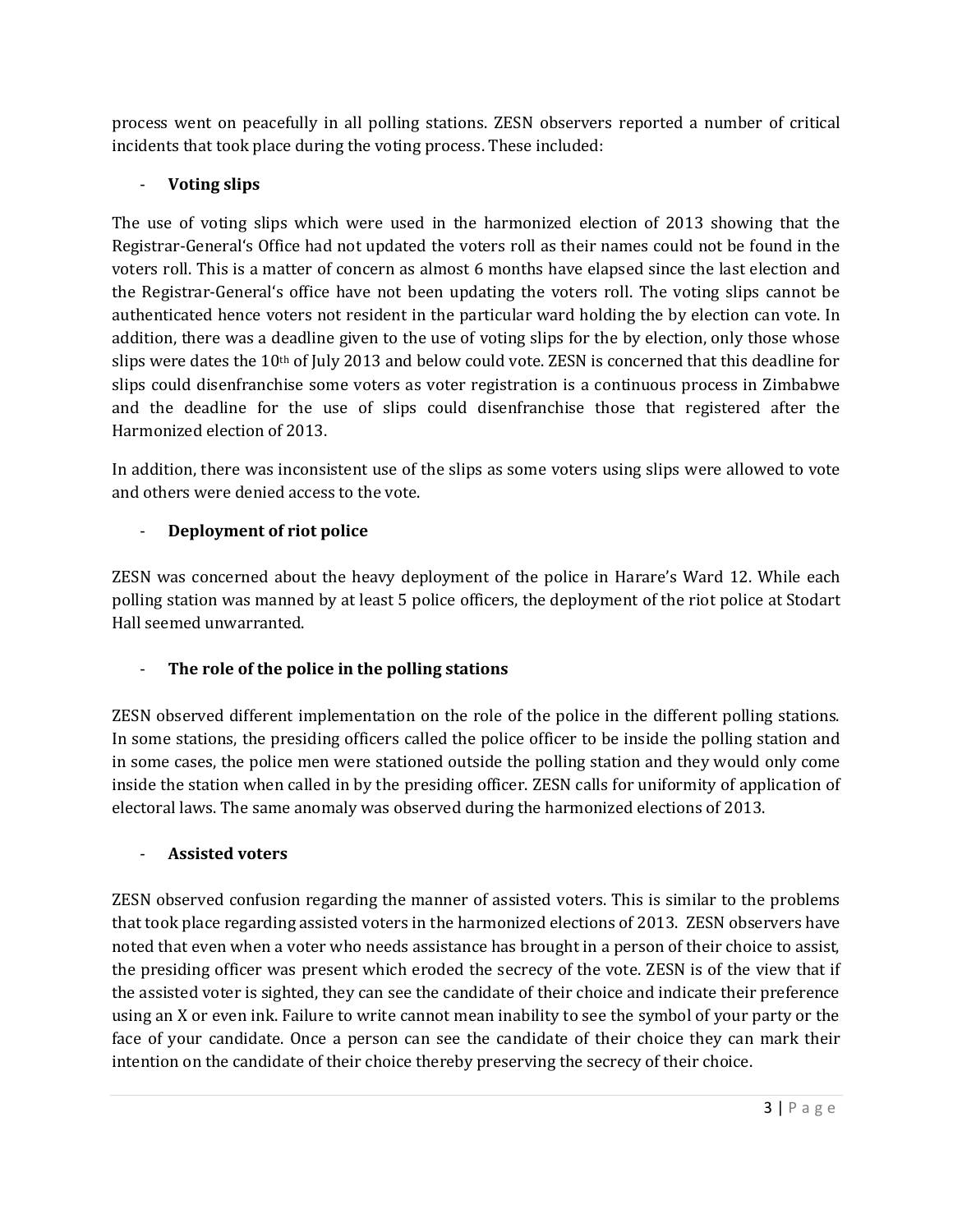process went on peacefully in all polling stations. ZESN observers reported a number of critical incidents that took place during the voting process. These included:

- **Voting slips**

The use of voting slips which were used in the harmonized election of 2013 showing that the Registrar-General's Office had not updated the voters roll as their names could not be found in the voters roll. This is a matter of concern as almost 6 months have elapsed since the last election and the Registrar-General's office have not been updating the voters roll. The voting slips cannot be authenticated hence voters not resident in the particular ward holding the by election can vote. In addition, there was a deadline given to the use of voting slips for the by election, only those whose slips were dates the 10th of July 2013 and below could vote. ZESN is concerned that this deadline for slips could disenfranchise some voters as voter registration is a continuous process in Zimbabwe and the deadline for the use of slips could disenfranchise those that registered after the Harmonized election of 2013.

In addition, there was inconsistent use of the slips as some voters using slips were allowed to vote and others were denied access to the vote.

- **Deployment of riot police**

ZESN was concerned about the heavy deployment of the police in Harare's Ward 12. While each polling station was manned by at least 5 police officers, the deployment of the riot police at Stodart Hall seemed unwarranted.

- **The role of the police in the polling stations**

ZESN observed different implementation on the role of the police in the different polling stations. In some stations, the presiding officers called the police officer to be inside the polling station and in some cases, the police men were stationed outside the polling station and they would only come inside the station when called in by the presiding officer. ZESN calls for uniformity of application of electoral laws. The same anomaly was observed during the harmonized elections of 2013.

- **Assisted voters**

ZESN observed confusion regarding the manner of assisted voters. This is similar to the problems that took place regarding assisted voters in the harmonized elections of 2013. ZESN observers have noted that even when a voter who needs assistance has brought in a person of their choice to assist, the presiding officer was present which eroded the secrecy of the vote. ZESN is of the view that if the assisted voter is sighted, they can see the candidate of their choice and indicate their preference using an X or even ink. Failure to write cannot mean inability to see the symbol of your party or the face of your candidate. Once a person can see the candidate of their choice they can mark their intention on the candidate of their choice thereby preserving the secrecy of their choice.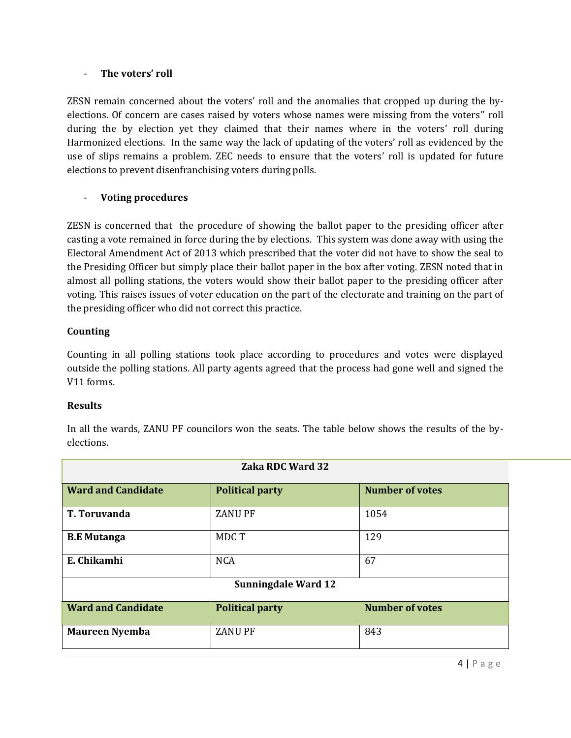- **The voters' roll**

ZESN remain concerned about the voters' roll and the anomalies that cropped up during the by-elections. Of concern are cases raised by voters whose names were missing from the voters" roll during the by election yet they claimed that their names where in the voters' roll during Harmonized elections. In the same way the lack of updating of the voters' roll as evidenced by the use of slips remains a problem. ZEC needs to ensure that the voters' roll is updated for future elections to prevent disenfranchising voters during polls.

- **Voting procedures**

ZESN is concerned that the procedure of showing the ballot paper to the presiding officer after casting a vote remained in force during the by elections. This system was done away with using the Electoral Amendment Act of 2013 which prescribed that the voter did not have to show the seal to the Presiding Officer but simply place their ballot paper in the box after voting. ZESN noted that in almost all polling stations, the voters would show their ballot paper to the presiding officer after voting. This raises issues of voter education on the part of the electorate and training on the part of the presiding officer who did not correct this practice.

**Counting**

Counting in all polling stations took place according to procedures and votes were displayed outside the polling stations. All party agents agreed that the process had gone well and signed the V11 forms.

**Results**

In all the wards, ZANU PF councilors won the seats. The table below shows the results of the by-elections.

| Zaka RDC Ward 32 | | |
|---|---|---|
| **Ward and Candidate** | **Political party** | **Number of votes** |
| **T. Toruvanda** | ZANU PF | 1054 |
| **B.E Mutanga** | MDC T | 129 |
| **E. Chikamhi** | NCA | 67 |
| **Sunningdale Ward 12** | | |
| **Ward and Candidate** | **Political party** | **Number of votes** |
| **Maureen Nyemba** | ZANU PF | 843 |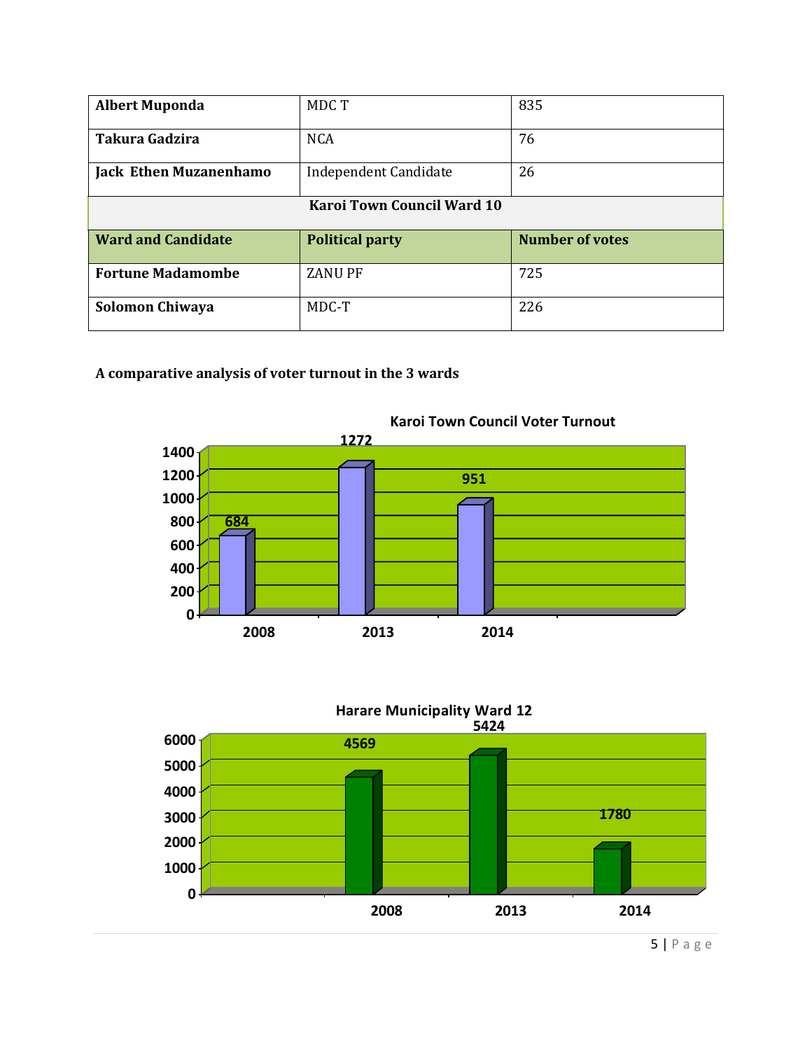| Albert Muponda | MDC T | 835 |
|---|---|---|
| **Takura Gadzira** | NCA | 76 |
| **Jack Ethen Muzanenhamo** | Independent Candidate | 26 |
| **Karoi Town Council Ward 10** | | |
| **Ward and Candidate** | **Political party** | **Number of votes** |
| **Fortune Madamombe** | ZANU PF | 725 |
| **Solomon Chiwaya** | MDC-T | 226 |

**A comparative analysis of voter turnout in the 3 wards**

**Karoi Town Council Voter Turnout**

| Year | 2008 | 2013 | 2014 |
|---|---|---|---|
| Voter turnout | 684 | 1272 | 951 |

**Harare Municipality Ward 12**

| Year | 2008 | 2013 | 2014 |
|---|---|---|---|
| Voter turnout | 4569 | 5424 | 1780 |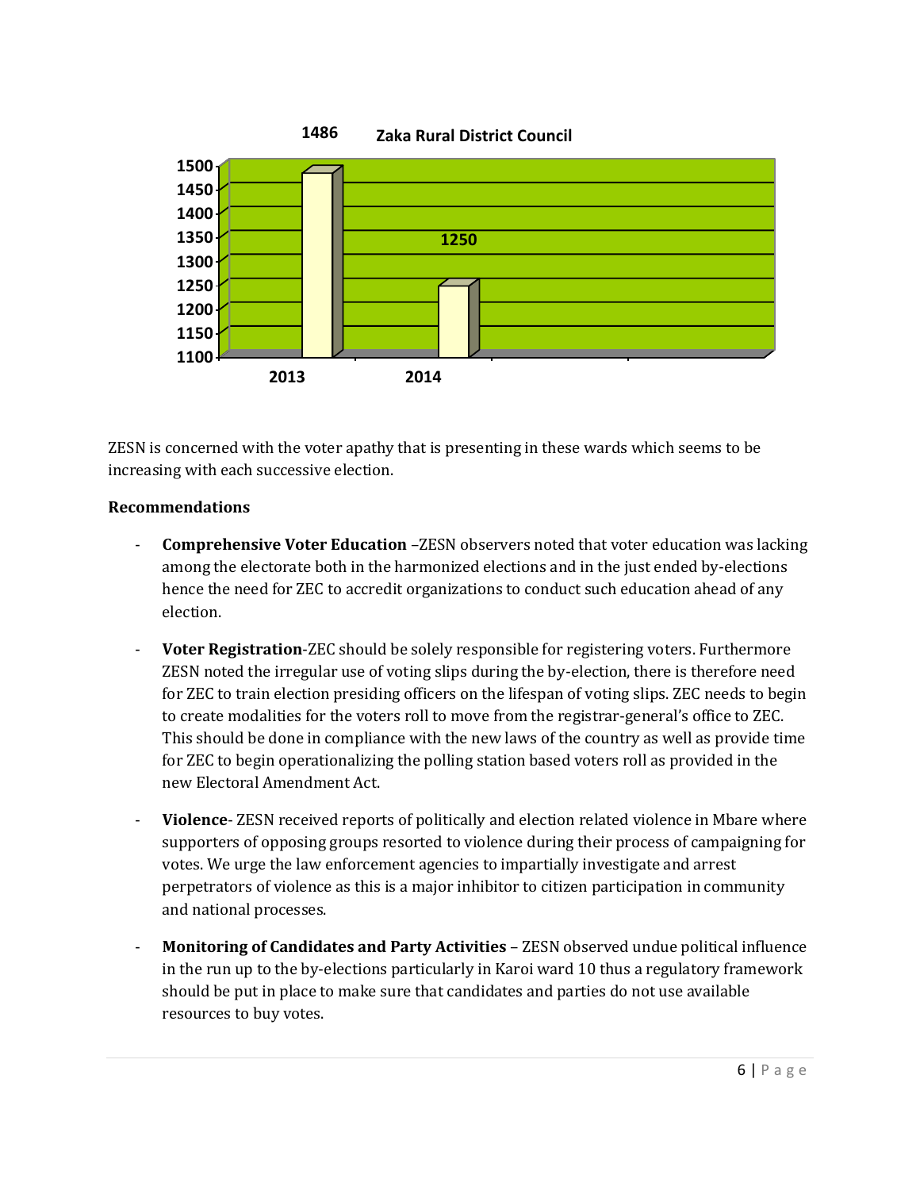**Zaka Rural District Council**

| Year | Value |
|---|---|
| 2013 | 1486 |
| 2014 | 1250 |

ZESN is concerned with the voter apathy that is presenting in these wards which seems to be increasing with each successive election.

**Recommendations**

- **Comprehensive Voter Education** –ZESN observers noted that voter education was lacking among the electorate both in the harmonized elections and in the just ended by-elections hence the need for ZEC to accredit organizations to conduct such education ahead of any election.

- **Voter Registration**-ZEC should be solely responsible for registering voters. Furthermore ZESN noted the irregular use of voting slips during the by-election, there is therefore need for ZEC to train election presiding officers on the lifespan of voting slips. ZEC needs to begin to create modalities for the voters roll to move from the registrar-general's office to ZEC. This should be done in compliance with the new laws of the country as well as provide time for ZEC to begin operationalizing the polling station based voters roll as provided in the new Electoral Amendment Act.

- **Violence**- ZESN received reports of politically and election related violence in Mbare where supporters of opposing groups resorted to violence during their process of campaigning for votes. We urge the law enforcement agencies to impartially investigate and arrest perpetrators of violence as this is a major inhibitor to citizen participation in community and national processes.

- **Monitoring of Candidates and Party Activities** – ZESN observed undue political influence in the run up to the by-elections particularly in Karoi ward 10 thus a regulatory framework should be put in place to make sure that candidates and parties do not use available resources to buy votes.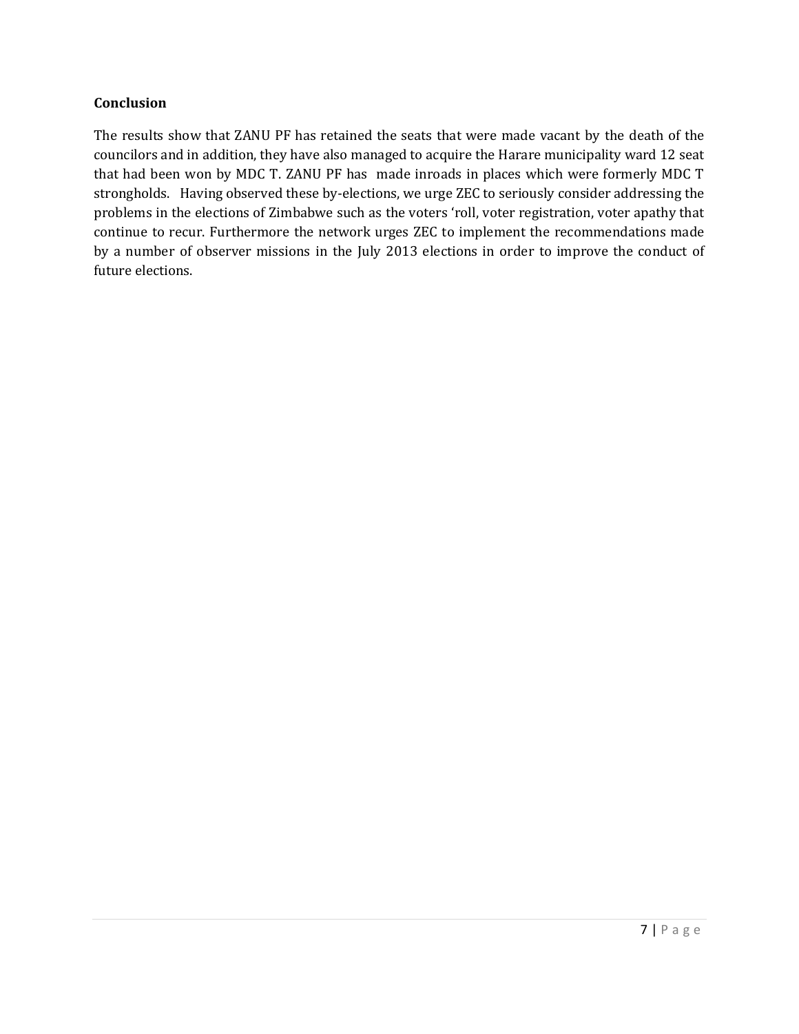## Conclusion

The results show that ZANU PF has retained the seats that were made vacant by the death of the councilors and in addition, they have also managed to acquire the Harare municipality ward 12 seat that had been won by MDC T. ZANU PF has made inroads in places which were formerly MDC T strongholds. Having observed these by-elections, we urge ZEC to seriously consider addressing the problems in the elections of Zimbabwe such as the voters 'roll, voter registration, voter apathy that continue to recur. Furthermore the network urges ZEC to implement the recommendations made by a number of observer missions in the July 2013 elections in order to improve the conduct of future elections.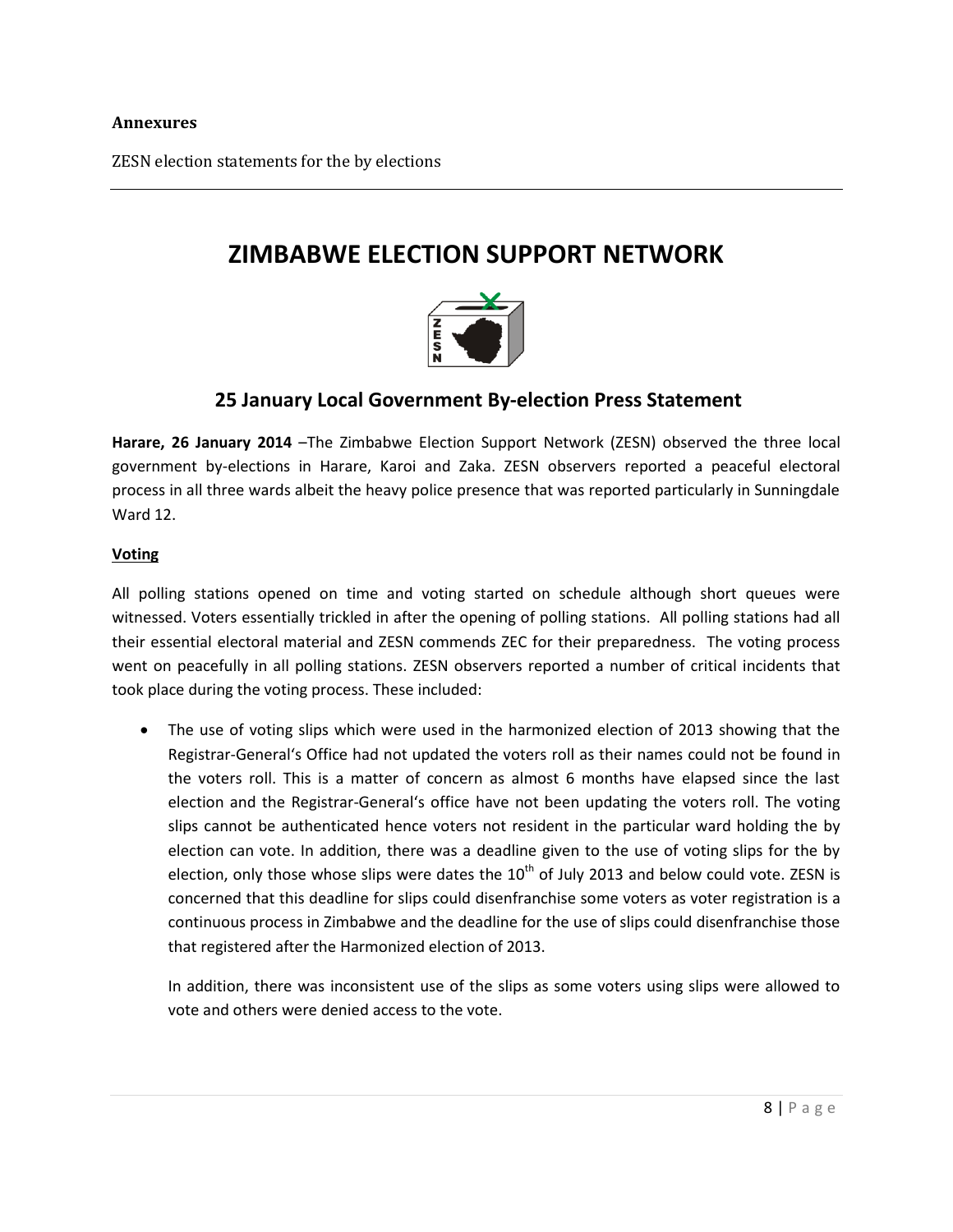**Annexures**

ZESN election statements for the by elections

---

# ZIMBABWE ELECTION SUPPORT NETWORK

## 25 January Local Government By-election Press Statement

**Harare, 26 January 2014** –The Zimbabwe Election Support Network (ZESN) observed the three local government by-elections in Harare, Karoi and Zaka. ZESN observers reported a peaceful electoral process in all three wards albeit the heavy police presence that was reported particularly in Sunningdale Ward 12.

**Voting**

All polling stations opened on time and voting started on schedule although short queues were witnessed. Voters essentially trickled in after the opening of polling stations. All polling stations had all their essential electoral material and ZESN commends ZEC for their preparedness. The voting process went on peacefully in all polling stations. ZESN observers reported a number of critical incidents that took place during the voting process. These included:

- The use of voting slips which were used in the harmonized election of 2013 showing that the Registrar-General's Office had not updated the voters roll as their names could not be found in the voters roll. This is a matter of concern as almost 6 months have elapsed since the last election and the Registrar-General's office have not been updating the voters roll. The voting slips cannot be authenticated hence voters not resident in the particular ward holding the by election can vote. In addition, there was a deadline given to the use of voting slips for the by election, only those whose slips were dates the 10th of July 2013 and below could vote. ZESN is concerned that this deadline for slips could disenfranchise some voters as voter registration is a continuous process in Zimbabwe and the deadline for the use of slips could disenfranchise those that registered after the Harmonized election of 2013.

  In addition, there was inconsistent use of the slips as some voters using slips were allowed to vote and others were denied access to the vote.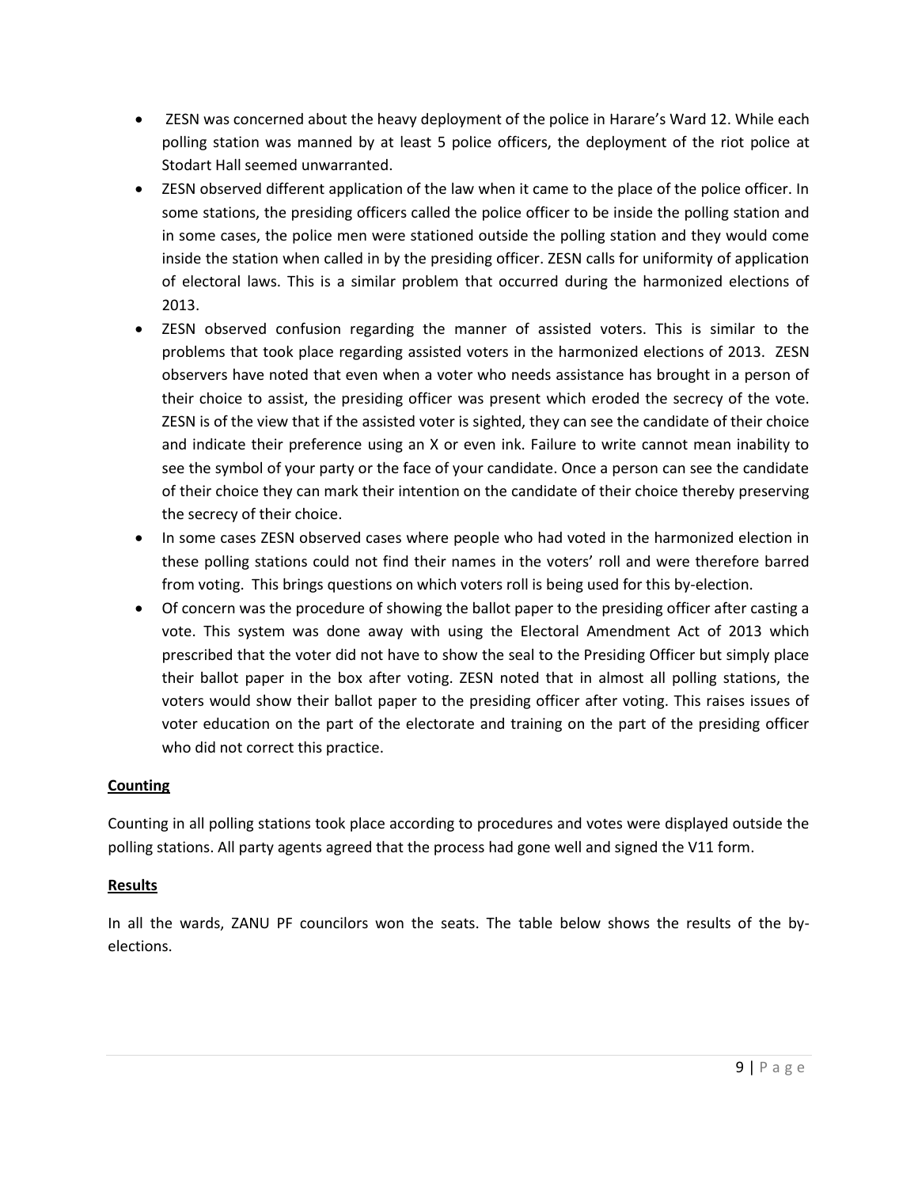- ZESN was concerned about the heavy deployment of the police in Harare's Ward 12. While each polling station was manned by at least 5 police officers, the deployment of the riot police at Stodart Hall seemed unwarranted.
- ZESN observed different application of the law when it came to the place of the police officer. In some stations, the presiding officers called the police officer to be inside the polling station and in some cases, the police men were stationed outside the polling station and they would come inside the station when called in by the presiding officer. ZESN calls for uniformity of application of electoral laws. This is a similar problem that occurred during the harmonized elections of 2013.
- ZESN observed confusion regarding the manner of assisted voters. This is similar to the problems that took place regarding assisted voters in the harmonized elections of 2013. ZESN observers have noted that even when a voter who needs assistance has brought in a person of their choice to assist, the presiding officer was present which eroded the secrecy of the vote. ZESN is of the view that if the assisted voter is sighted, they can see the candidate of their choice and indicate their preference using an X or even ink. Failure to write cannot mean inability to see the symbol of your party or the face of your candidate. Once a person can see the candidate of their choice they can mark their intention on the candidate of their choice thereby preserving the secrecy of their choice.
- In some cases ZESN observed cases where people who had voted in the harmonized election in these polling stations could not find their names in the voters' roll and were therefore barred from voting. This brings questions on which voters roll is being used for this by-election.
- Of concern was the procedure of showing the ballot paper to the presiding officer after casting a vote. This system was done away with using the Electoral Amendment Act of 2013 which prescribed that the voter did not have to show the seal to the Presiding Officer but simply place their ballot paper in the box after voting. ZESN noted that in almost all polling stations, the voters would show their ballot paper to the presiding officer after voting. This raises issues of voter education on the part of the electorate and training on the part of the presiding officer who did not correct this practice.

**Counting**

Counting in all polling stations took place according to procedures and votes were displayed outside the polling stations. All party agents agreed that the process had gone well and signed the V11 form.

**Results**

In all the wards, ZANU PF councilors won the seats. The table below shows the results of the by-elections.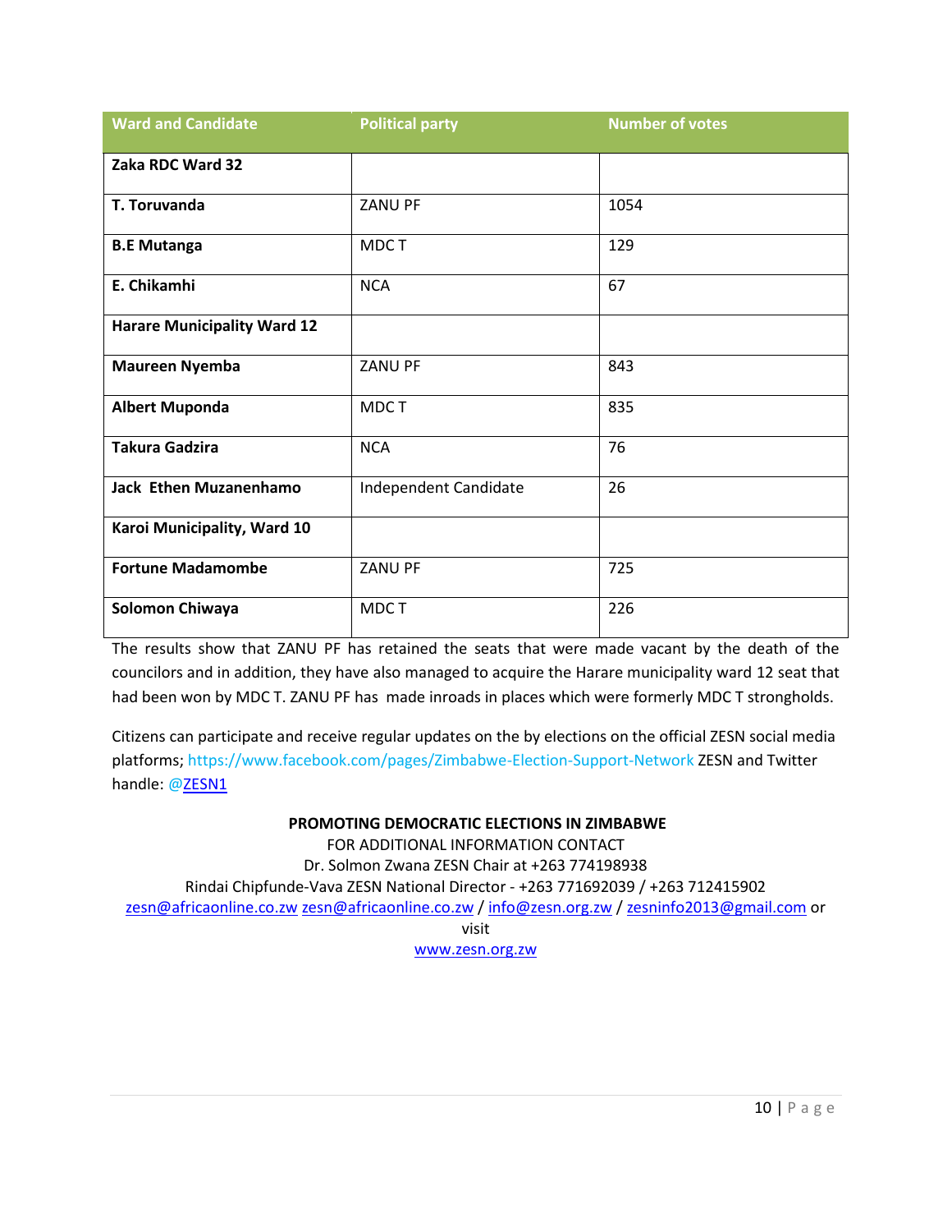| Ward and Candidate | Political party | Number of votes |
|---|---|---|
| **Zaka RDC Ward 32** | | |
| **T. Toruvanda** | ZANU PF | 1054 |
| **B.E Mutanga** | MDC T | 129 |
| **E. Chikamhi** | NCA | 67 |
| **Harare Municipality Ward 12** | | |
| **Maureen Nyemba** | ZANU PF | 843 |
| **Albert Muponda** | MDC T | 835 |
| **Takura Gadzira** | NCA | 76 |
| **Jack Ethen Muzanenhamo** | Independent Candidate | 26 |
| **Karoi Municipality, Ward 10** | | |
| **Fortune Madamombe** | ZANU PF | 725 |
| **Solomon Chiwaya** | MDC T | 226 |

The results show that ZANU PF has retained the seats that were made vacant by the death of the councilors and in addition, they have also managed to acquire the Harare municipality ward 12 seat that had been won by MDC T. ZANU PF has made inroads in places which were formerly MDC T strongholds.

Citizens can participate and receive regular updates on the by elections on the official ZESN social media platforms; https://www.facebook.com/pages/Zimbabwe-Election-Support-Network ZESN and Twitter handle: @ZESN1

**PROMOTING DEMOCRATIC ELECTIONS IN ZIMBABWE**

FOR ADDITIONAL INFORMATION CONTACT

Dr. Solmon Zwana ZESN Chair at +263 774198938

Rindai Chipfunde-Vava ZESN National Director - +263 771692039 / +263 712415902

zesn@africaonline.co.zw zesn@africaonline.co.zw / info@zesn.org.zw / zesninfo2013@gmail.com or visit

www.zesn.org.zw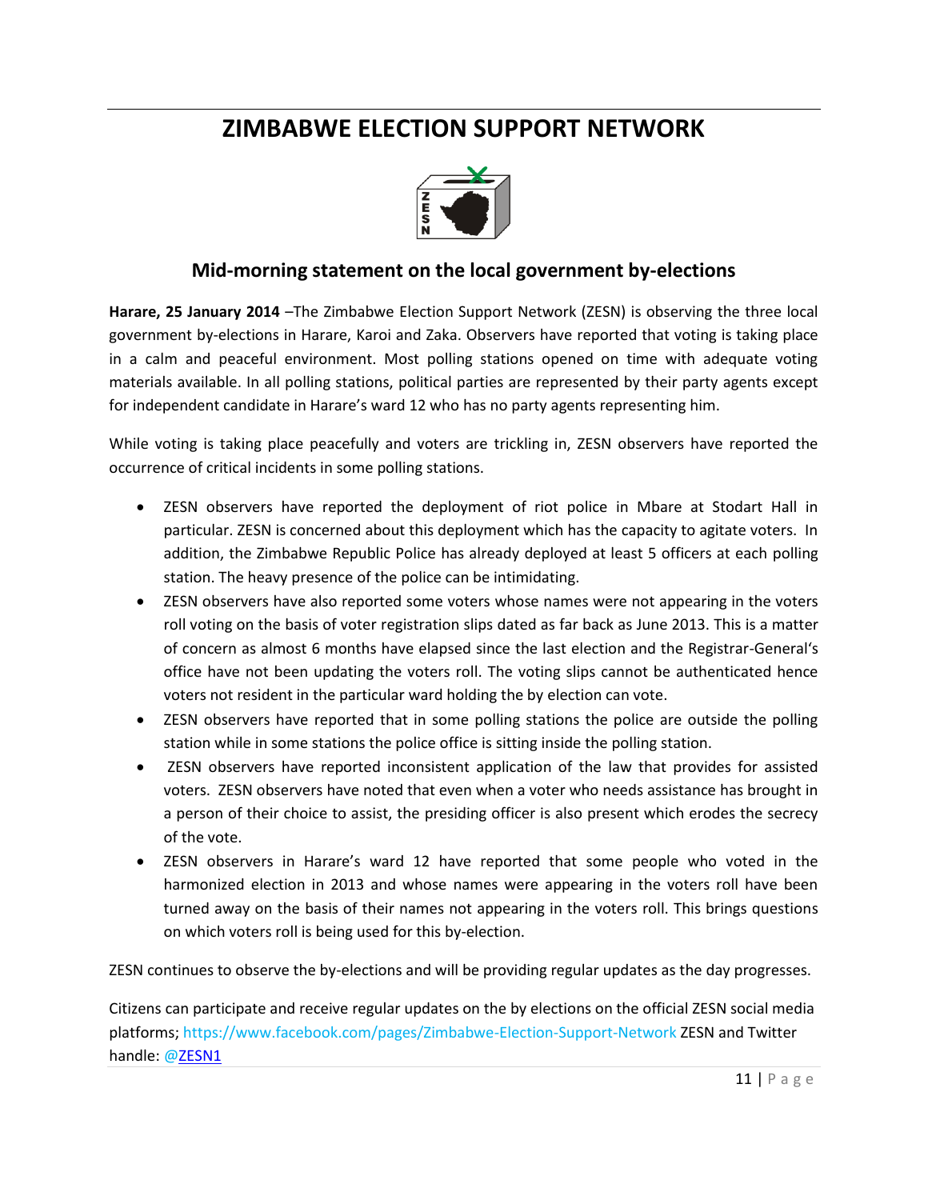# ZIMBABWE ELECTION SUPPORT NETWORK

## Mid-morning statement on the local government by-elections

**Harare, 25 January 2014** –The Zimbabwe Election Support Network (ZESN) is observing the three local government by-elections in Harare, Karoi and Zaka. Observers have reported that voting is taking place in a calm and peaceful environment. Most polling stations opened on time with adequate voting materials available. In all polling stations, political parties are represented by their party agents except for independent candidate in Harare's ward 12 who has no party agents representing him.

While voting is taking place peacefully and voters are trickling in, ZESN observers have reported the occurrence of critical incidents in some polling stations.

- ZESN observers have reported the deployment of riot police in Mbare at Stodart Hall in particular. ZESN is concerned about this deployment which has the capacity to agitate voters. In addition, the Zimbabwe Republic Police has already deployed at least 5 officers at each polling station. The heavy presence of the police can be intimidating.
- ZESN observers have also reported some voters whose names were not appearing in the voters roll voting on the basis of voter registration slips dated as far back as June 2013. This is a matter of concern as almost 6 months have elapsed since the last election and the Registrar-General's office have not been updating the voters roll. The voting slips cannot be authenticated hence voters not resident in the particular ward holding the by election can vote.
- ZESN observers have reported that in some polling stations the police are outside the polling station while in some stations the police office is sitting inside the polling station.
- ZESN observers have reported inconsistent application of the law that provides for assisted voters. ZESN observers have noted that even when a voter who needs assistance has brought in a person of their choice to assist, the presiding officer is also present which erodes the secrecy of the vote.
- ZESN observers in Harare's ward 12 have reported that some people who voted in the harmonized election in 2013 and whose names were appearing in the voters roll have been turned away on the basis of their names not appearing in the voters roll. This brings questions on which voters roll is being used for this by-election.

ZESN continues to observe the by-elections and will be providing regular updates as the day progresses.

Citizens can participate and receive regular updates on the by elections on the official ZESN social media platforms; https://www.facebook.com/pages/Zimbabwe-Election-Support-Network ZESN and Twitter handle: @ZESN1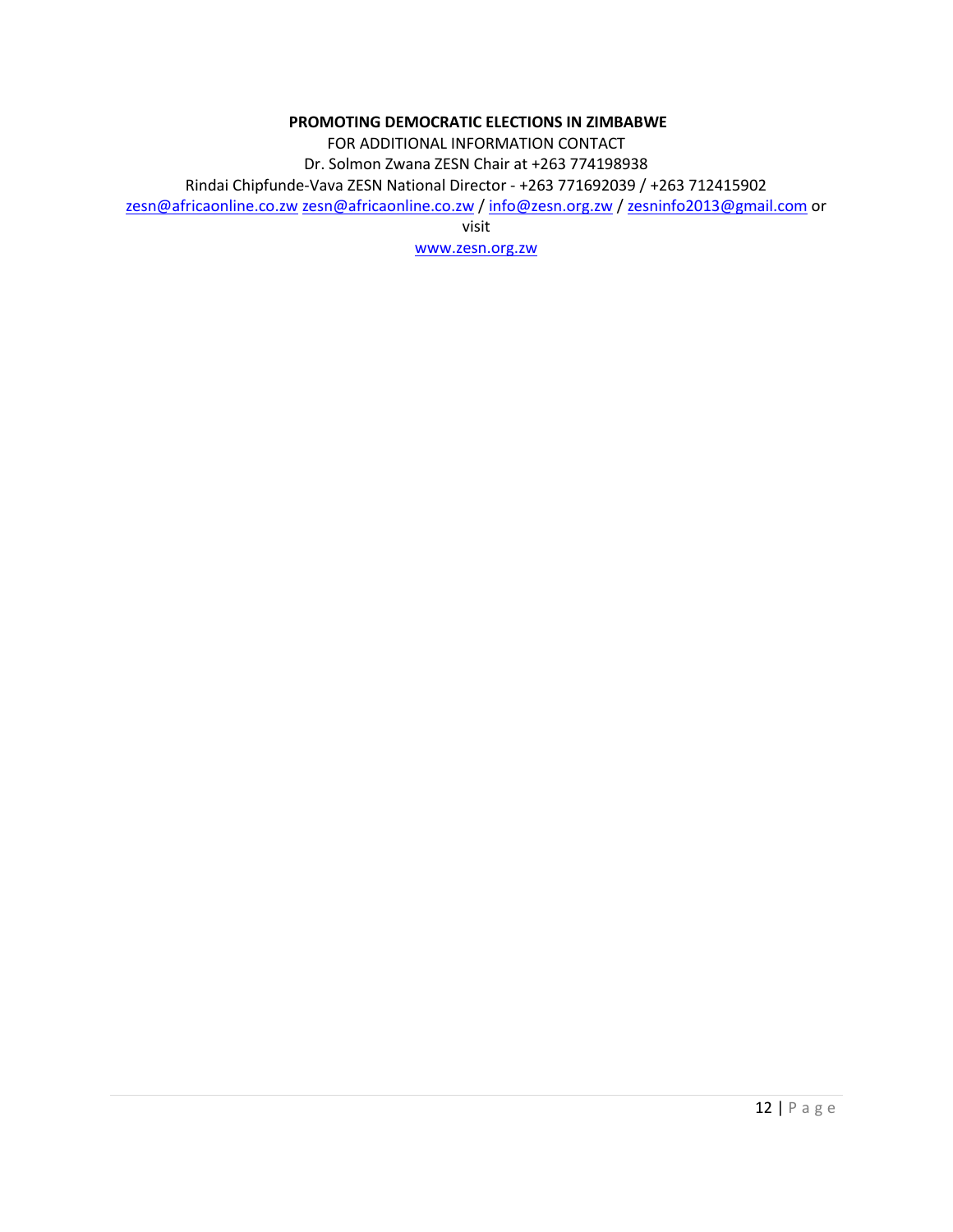**PROMOTING DEMOCRATIC ELECTIONS IN ZIMBABWE**

FOR ADDITIONAL INFORMATION CONTACT

Dr. Solmon Zwana ZESN Chair at +263 774198938

Rindai Chipfunde-Vava ZESN National Director - +263 771692039 / +263 712415902

zesn@africaonline.co.zw zesn@africaonline.co.zw / info@zesn.org.zw / zesninfo2013@gmail.com or visit

www.zesn.org.zw